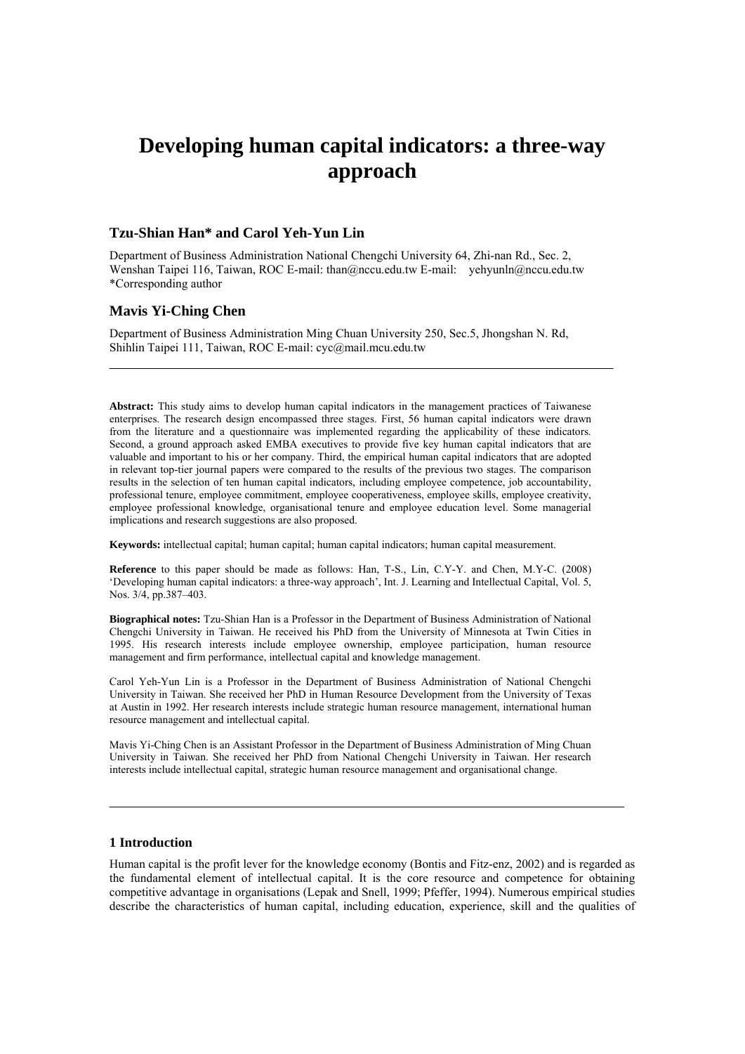# Developing human capital indicators: a three-way approach

## Tzu-Shian Han* and Carol Yeh-Yun Lin

Department of Business Administration National Chengchi University 64, Zhi-nan Rd., Sec. 2, Wenshan Taipei 116, Taiwan, ROC E-mail: than@nccu.edu.tw E-mail: yehyunln@nccu.edu.tw
*Corresponding author

## Mavis Yi-Ching Chen

Department of Business Administration Ming Chuan University 250, Sec.5, Jhongshan N. Rd, Shihlin Taipei 111, Taiwan, ROC E-mail: cyc@mail.mcu.edu.tw

---

**Abstract:** This study aims to develop human capital indicators in the management practices of Taiwanese enterprises. The research design encompassed three stages. First, 56 human capital indicators were drawn from the literature and a questionnaire was implemented regarding the applicability of these indicators. Second, a ground approach asked EMBA executives to provide five key human capital indicators that are valuable and important to his or her company. Third, the empirical human capital indicators that are adopted in relevant top-tier journal papers were compared to the results of the previous two stages. The comparison results in the selection of ten human capital indicators, including employee competence, job accountability, professional tenure, employee commitment, employee cooperativeness, employee skills, employee creativity, employee professional knowledge, organisational tenure and employee education level. Some managerial implications and research suggestions are also proposed.

**Keywords:** intellectual capital; human capital; human capital indicators; human capital measurement.

**Reference** to this paper should be made as follows: Han, T-S., Lin, C.Y-Y. and Chen, M.Y-C. (2008) 'Developing human capital indicators: a three-way approach', Int. J. Learning and Intellectual Capital, Vol. 5, Nos. 3/4, pp.387–403.

**Biographical notes:** Tzu-Shian Han is a Professor in the Department of Business Administration of National Chengchi University in Taiwan. He received his PhD from the University of Minnesota at Twin Cities in 1995. His research interests include employee ownership, employee participation, human resource management and firm performance, intellectual capital and knowledge management.

Carol Yeh-Yun Lin is a Professor in the Department of Business Administration of National Chengchi University in Taiwan. She received her PhD in Human Resource Development from the University of Texas at Austin in 1992. Her research interests include strategic human resource management, international human resource management and intellectual capital.

Mavis Yi-Ching Chen is an Assistant Professor in the Department of Business Administration of Ming Chuan University in Taiwan. She received her PhD from National Chengchi University in Taiwan. Her research interests include intellectual capital, strategic human resource management and organisational change.

---

## 1 Introduction

Human capital is the profit lever for the knowledge economy (Bontis and Fitz-enz, 2002) and is regarded as the fundamental element of intellectual capital. It is the core resource and competence for obtaining competitive advantage in organisations (Lepak and Snell, 1999; Pfeffer, 1994). Numerous empirical studies describe the characteristics of human capital, including education, experience, skill and the qualities of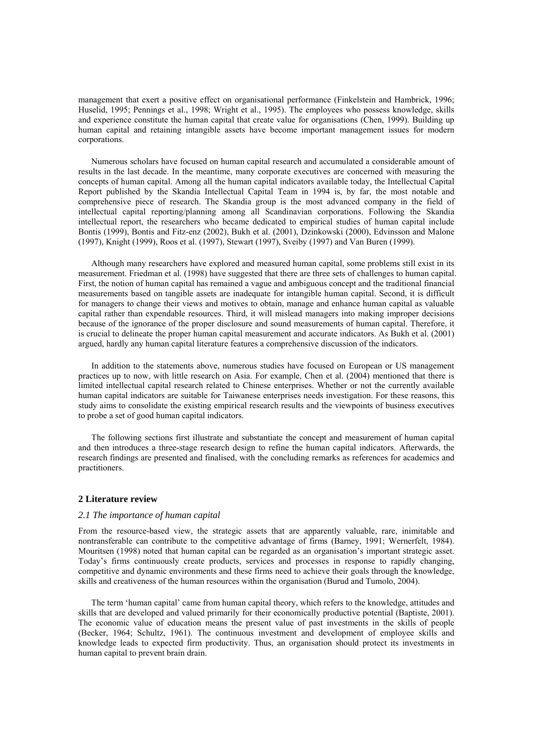management that exert a positive effect on organisational performance (Finkelstein and Hambrick, 1996; Huselid, 1995; Pennings et al., 1998; Wright et al., 1995). The employees who possess knowledge, skills and experience constitute the human capital that create value for organisations (Chen, 1999). Building up human capital and retaining intangible assets have become important management issues for modern corporations.

Numerous scholars have focused on human capital research and accumulated a considerable amount of results in the last decade. In the meantime, many corporate executives are concerned with measuring the concepts of human capital. Among all the human capital indicators available today, the Intellectual Capital Report published by the Skandia Intellectual Capital Team in 1994 is, by far, the most notable and comprehensive piece of research. The Skandia group is the most advanced company in the field of intellectual capital reporting/planning among all Scandinavian corporations. Following the Skandia intellectual report, the researchers who became dedicated to empirical studies of human capital include Bontis (1999), Bontis and Fitz-enz (2002), Bukh et al. (2001), Dzinkowski (2000), Edvinsson and Malone (1997), Knight (1999), Roos et al. (1997), Stewart (1997), Sveiby (1997) and Van Buren (1999).

Although many researchers have explored and measured human capital, some problems still exist in its measurement. Friedman et al. (1998) have suggested that there are three sets of challenges to human capital. First, the notion of human capital has remained a vague and ambiguous concept and the traditional financial measurements based on tangible assets are inadequate for intangible human capital. Second, it is difficult for managers to change their views and motives to obtain, manage and enhance human capital as valuable capital rather than expendable resources. Third, it will mislead managers into making improper decisions because of the ignorance of the proper disclosure and sound measurements of human capital. Therefore, it is crucial to delineate the proper human capital measurement and accurate indicators. As Bukh et al. (2001) argued, hardly any human capital literature features a comprehensive discussion of the indicators.

In addition to the statements above, numerous studies have focused on European or US management practices up to now, with little research on Asia. For example, Chen et al. (2004) mentioned that there is limited intellectual capital research related to Chinese enterprises. Whether or not the currently available human capital indicators are suitable for Taiwanese enterprises needs investigation. For these reasons, this study aims to consolidate the existing empirical research results and the viewpoints of business executives to probe a set of good human capital indicators.

The following sections first illustrate and substantiate the concept and measurement of human capital and then introduces a three-stage research design to refine the human capital indicators. Afterwards, the research findings are presented and finalised, with the concluding remarks as references for academics and practitioners.

## 2 Literature review

### *2.1 The importance of human capital*

From the resource-based view, the strategic assets that are apparently valuable, rare, inimitable and nontransferable can contribute to the competitive advantage of firms (Barney, 1991; Wernerfelt, 1984). Mouritsen (1998) noted that human capital can be regarded as an organisation's important strategic asset. Today's firms continuously create products, services and processes in response to rapidly changing, competitive and dynamic environments and these firms need to achieve their goals through the knowledge, skills and creativeness of the human resources within the organisation (Burud and Tumolo, 2004).

The term 'human capital' came from human capital theory, which refers to the knowledge, attitudes and skills that are developed and valued primarily for their economically productive potential (Baptiste, 2001). The economic value of education means the present value of past investments in the skills of people (Becker, 1964; Schultz, 1961). The continuous investment and development of employee skills and knowledge leads to expected firm productivity. Thus, an organisation should protect its investments in human capital to prevent brain drain.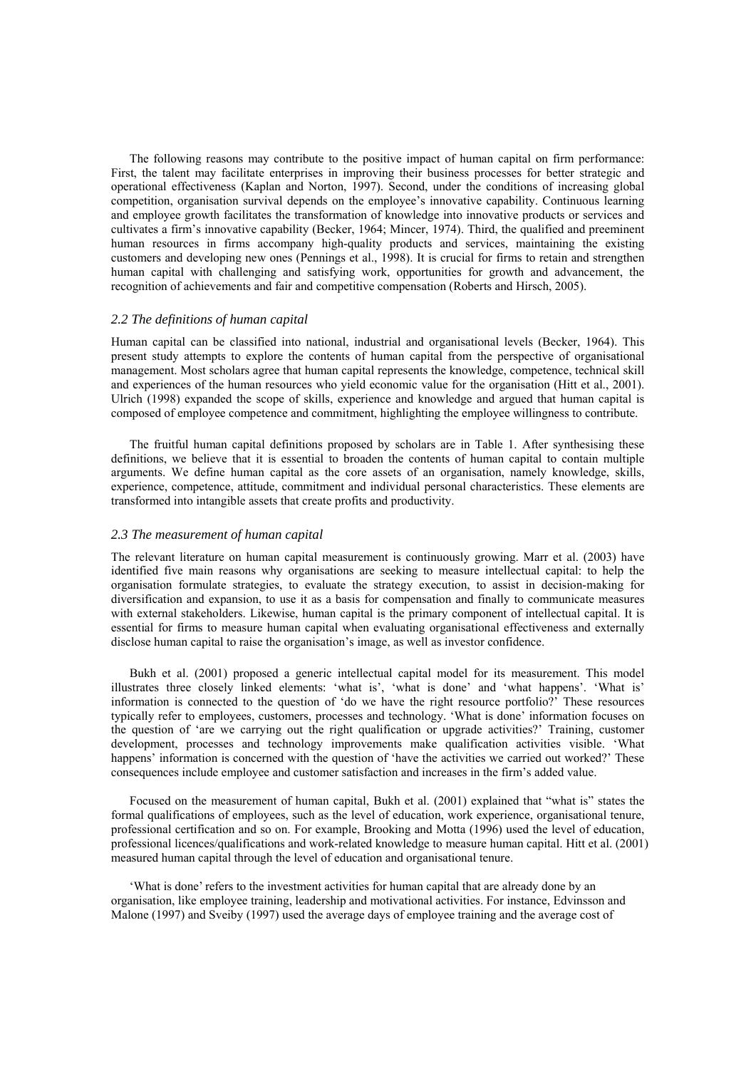The following reasons may contribute to the positive impact of human capital on firm performance: First, the talent may facilitate enterprises in improving their business processes for better strategic and operational effectiveness (Kaplan and Norton, 1997). Second, under the conditions of increasing global competition, organisation survival depends on the employee's innovative capability. Continuous learning and employee growth facilitates the transformation of knowledge into innovative products or services and cultivates a firm's innovative capability (Becker, 1964; Mincer, 1974). Third, the qualified and preeminent human resources in firms accompany high-quality products and services, maintaining the existing customers and developing new ones (Pennings et al., 1998). It is crucial for firms to retain and strengthen human capital with challenging and satisfying work, opportunities for growth and advancement, the recognition of achievements and fair and competitive compensation (Roberts and Hirsch, 2005).

### *2.2 The definitions of human capital*

Human capital can be classified into national, industrial and organisational levels (Becker, 1964). This present study attempts to explore the contents of human capital from the perspective of organisational management. Most scholars agree that human capital represents the knowledge, competence, technical skill and experiences of the human resources who yield economic value for the organisation (Hitt et al., 2001). Ulrich (1998) expanded the scope of skills, experience and knowledge and argued that human capital is composed of employee competence and commitment, highlighting the employee willingness to contribute.

The fruitful human capital definitions proposed by scholars are in Table 1. After synthesising these definitions, we believe that it is essential to broaden the contents of human capital to contain multiple arguments. We define human capital as the core assets of an organisation, namely knowledge, skills, experience, competence, attitude, commitment and individual personal characteristics. These elements are transformed into intangible assets that create profits and productivity.

### *2.3 The measurement of human capital*

The relevant literature on human capital measurement is continuously growing. Marr et al. (2003) have identified five main reasons why organisations are seeking to measure intellectual capital: to help the organisation formulate strategies, to evaluate the strategy execution, to assist in decision-making for diversification and expansion, to use it as a basis for compensation and finally to communicate measures with external stakeholders. Likewise, human capital is the primary component of intellectual capital. It is essential for firms to measure human capital when evaluating organisational effectiveness and externally disclose human capital to raise the organisation's image, as well as investor confidence.

Bukh et al. (2001) proposed a generic intellectual capital model for its measurement. This model illustrates three closely linked elements: 'what is', 'what is done' and 'what happens'. 'What is' information is connected to the question of 'do we have the right resource portfolio?' These resources typically refer to employees, customers, processes and technology. 'What is done' information focuses on the question of 'are we carrying out the right qualification or upgrade activities?' Training, customer development, processes and technology improvements make qualification activities visible. 'What happens' information is concerned with the question of 'have the activities we carried out worked?' These consequences include employee and customer satisfaction and increases in the firm's added value.

Focused on the measurement of human capital, Bukh et al. (2001) explained that "what is" states the formal qualifications of employees, such as the level of education, work experience, organisational tenure, professional certification and so on. For example, Brooking and Motta (1996) used the level of education, professional licences/qualifications and work-related knowledge to measure human capital. Hitt et al. (2001) measured human capital through the level of education and organisational tenure.

'What is done' refers to the investment activities for human capital that are already done by an organisation, like employee training, leadership and motivational activities. For instance, Edvinsson and Malone (1997) and Sveiby (1997) used the average days of employee training and the average cost of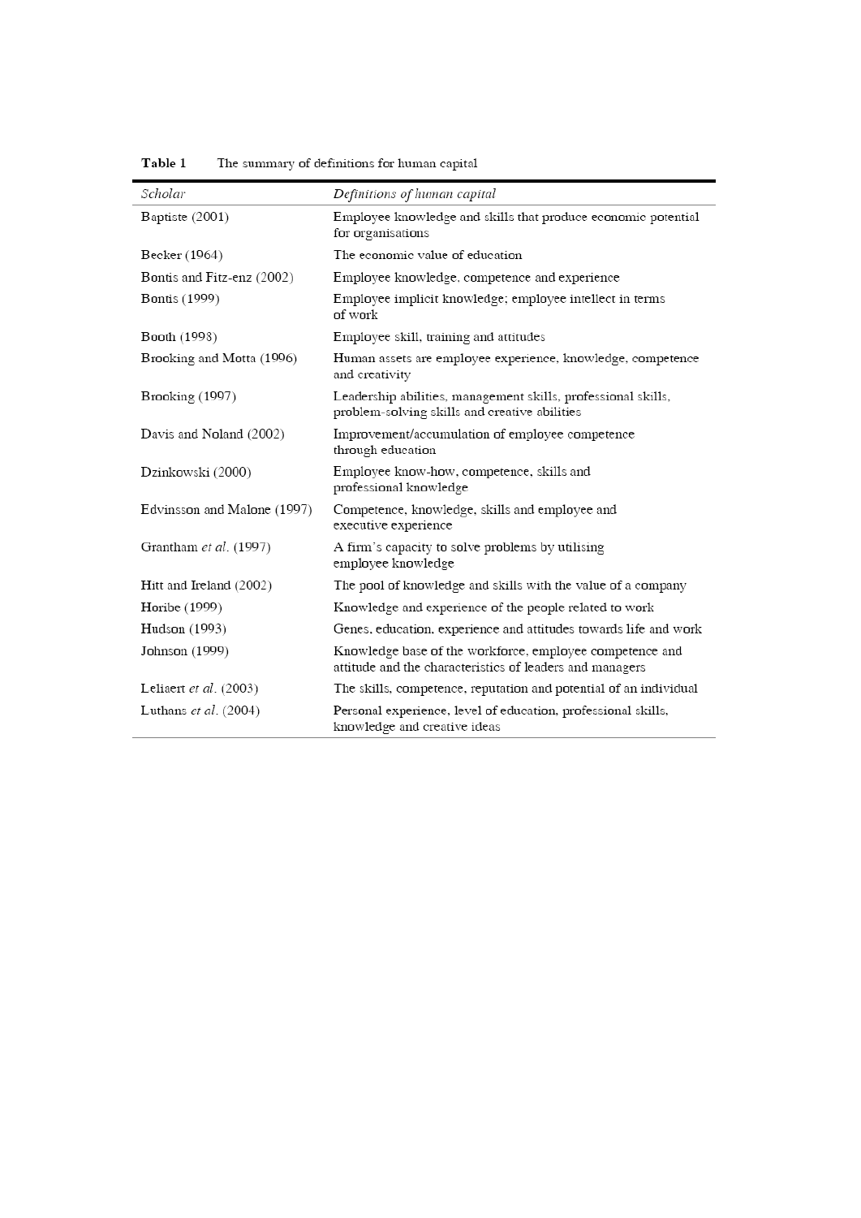**Table 1** The summary of definitions for human capital

| *Scholar* | *Definitions of human capital* |
|---|---|
| Baptiste (2001) | Employee knowledge and skills that produce economic potential for organisations |
| Becker (1964) | The economic value of education |
| Bontis and Fitz-enz (2002) | Employee knowledge, competence and experience |
| Bontis (1999) | Employee implicit knowledge; employee intellect in terms of work |
| Booth (1998) | Employee skill, training and attitudes |
| Brooking and Motta (1996) | Human assets are employee experience, knowledge, competence and creativity |
| Brooking (1997) | Leadership abilities, management skills, professional skills, problem-solving skills and creative abilities |
| Davis and Noland (2002) | Improvement/accumulation of employee competence through education |
| Dzinkowski (2000) | Employee know-how, competence, skills and professional knowledge |
| Edvinsson and Malone (1997) | Competence, knowledge, skills and employee and executive experience |
| Grantham *et al*. (1997) | A firm's capacity to solve problems by utilising employee knowledge |
| Hitt and Ireland (2002) | The pool of knowledge and skills with the value of a company |
| Horibe (1999) | Knowledge and experience of the people related to work |
| Hudson (1993) | Genes, education, experience and attitudes towards life and work |
| Johnson (1999) | Knowledge base of the workforce, employee competence and attitude and the characteristics of leaders and managers |
| Leliaert *et al*. (2003) | The skills, competence, reputation and potential of an individual |
| Luthans *et al*. (2004) | Personal experience, level of education, professional skills, knowledge and creative ideas |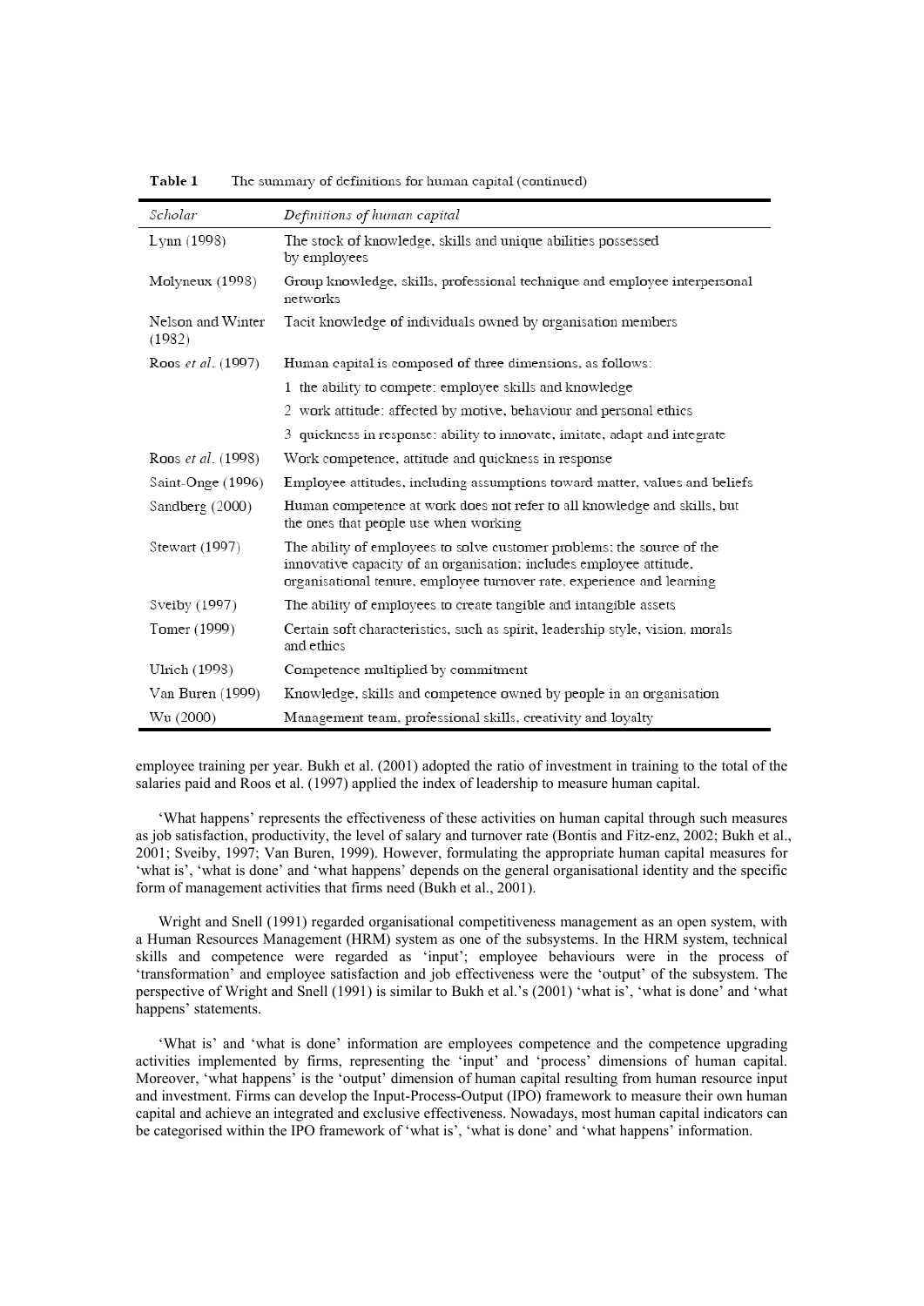**Table 1** The summary of definitions for human capital (continued)

| *Scholar* | *Definitions of human capital* |
|---|---|
| Lynn (1998) | The stock of knowledge, skills and unique abilities possessed by employees |
| Molyneux (1998) | Group knowledge, skills, professional technique and employee interpersonal networks |
| Nelson and Winter (1982) | Tacit knowledge of individuals owned by organisation members |
| Roos *et al*. (1997) | Human capital is composed of three dimensions, as follows:<br>1 the ability to compete: employee skills and knowledge<br>2 work attitude: affected by motive, behaviour and personal ethics<br>3 quickness in response: ability to innovate, imitate, adapt and integrate |
| Roos *et al*. (1998) | Work competence, attitude and quickness in response |
| Saint-Onge (1996) | Employee attitudes, including assumptions toward matter, values and beliefs |
| Sandberg (2000) | Human competence at work does not refer to all knowledge and skills, but the ones that people use when working |
| Stewart (1997) | The ability of employees to solve customer problems; the source of the innovative capacity of an organisation; includes employee attitude, organisational tenure, employee turnover rate, experience and learning |
| Sveiby (1997) | The ability of employees to create tangible and intangible assets |
| Tomer (1999) | Certain soft characteristics, such as spirit, leadership style, vision, morals and ethics |
| Ulrich (1998) | Competence multiplied by commitment |
| Van Buren (1999) | Knowledge, skills and competence owned by people in an organisation |
| Wu (2000) | Management team, professional skills, creativity and loyalty |

employee training per year. Bukh et al. (2001) adopted the ratio of investment in training to the total of the salaries paid and Roos et al. (1997) applied the index of leadership to measure human capital.

'What happens' represents the effectiveness of these activities on human capital through such measures as job satisfaction, productivity, the level of salary and turnover rate (Bontis and Fitz-enz, 2002; Bukh et al., 2001; Sveiby, 1997; Van Buren, 1999). However, formulating the appropriate human capital measures for 'what is', 'what is done' and 'what happens' depends on the general organisational identity and the specific form of management activities that firms need (Bukh et al., 2001).

Wright and Snell (1991) regarded organisational competitiveness management as an open system, with a Human Resources Management (HRM) system as one of the subsystems. In the HRM system, technical skills and competence were regarded as 'input'; employee behaviours were in the process of 'transformation' and employee satisfaction and job effectiveness were the 'output' of the subsystem. The perspective of Wright and Snell (1991) is similar to Bukh et al.'s (2001) 'what is', 'what is done' and 'what happens' statements.

'What is' and 'what is done' information are employees competence and the competence upgrading activities implemented by firms, representing the 'input' and 'process' dimensions of human capital. Moreover, 'what happens' is the 'output' dimension of human capital resulting from human resource input and investment. Firms can develop the Input-Process-Output (IPO) framework to measure their own human capital and achieve an integrated and exclusive effectiveness. Nowadays, most human capital indicators can be categorised within the IPO framework of 'what is', 'what is done' and 'what happens' information.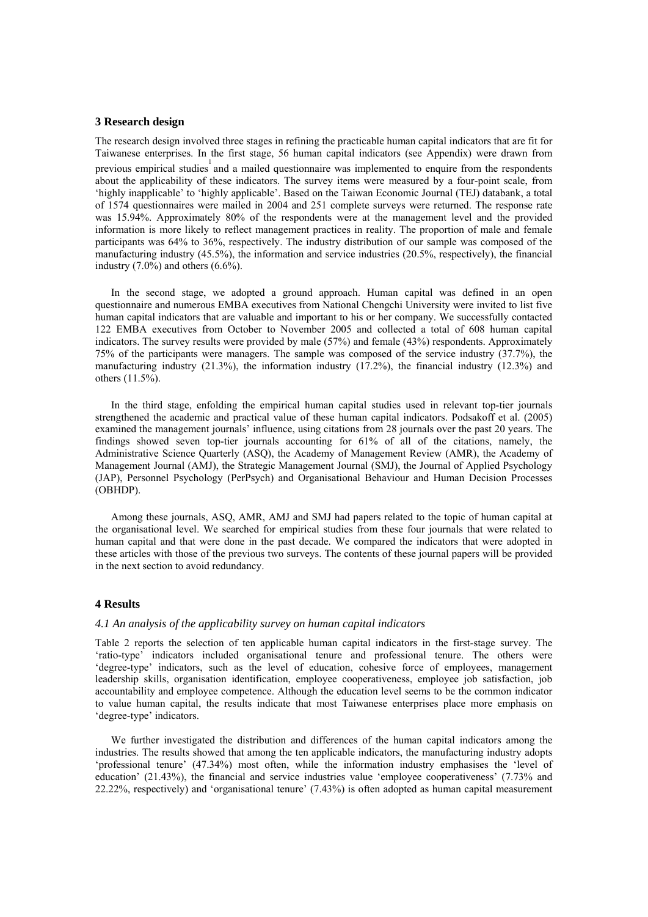## 3 Research design

The research design involved three stages in refining the practicable human capital indicators that are fit for Taiwanese enterprises. In the first stage, 56 human capital indicators (see Appendix) were drawn from previous empirical studies[1] and a mailed questionnaire was implemented to enquire from the respondents about the applicability of these indicators. The survey items were measured by a four-point scale, from 'highly inapplicable' to 'highly applicable'. Based on the Taiwan Economic Journal (TEJ) databank, a total of 1574 questionnaires were mailed in 2004 and 251 complete surveys were returned. The response rate was 15.94%. Approximately 80% of the respondents were at the management level and the provided information is more likely to reflect management practices in reality. The proportion of male and female participants was 64% to 36%, respectively. The industry distribution of our sample was composed of the manufacturing industry (45.5%), the information and service industries (20.5%, respectively), the financial industry (7.0%) and others (6.6%).

In the second stage, we adopted a ground approach. Human capital was defined in an open questionnaire and numerous EMBA executives from National Chengchi University were invited to list five human capital indicators that are valuable and important to his or her company. We successfully contacted 122 EMBA executives from October to November 2005 and collected a total of 608 human capital indicators. The survey results were provided by male (57%) and female (43%) respondents. Approximately 75% of the participants were managers. The sample was composed of the service industry (37.7%), the manufacturing industry (21.3%), the information industry (17.2%), the financial industry (12.3%) and others (11.5%).

In the third stage, enfolding the empirical human capital studies used in relevant top-tier journals strengthened the academic and practical value of these human capital indicators. Podsakoff et al. (2005) examined the management journals' influence, using citations from 28 journals over the past 20 years. The findings showed seven top-tier journals accounting for 61% of all of the citations, namely, the Administrative Science Quarterly (ASQ), the Academy of Management Review (AMR), the Academy of Management Journal (AMJ), the Strategic Management Journal (SMJ), the Journal of Applied Psychology (JAP), Personnel Psychology (PerPsych) and Organisational Behaviour and Human Decision Processes (OBHDP).

Among these journals, ASQ, AMR, AMJ and SMJ had papers related to the topic of human capital at the organisational level. We searched for empirical studies from these four journals that were related to human capital and that were done in the past decade. We compared the indicators that were adopted in these articles with those of the previous two surveys. The contents of these journal papers will be provided in the next section to avoid redundancy.

## 4 Results

### *4.1 An analysis of the applicability survey on human capital indicators*

Table 2 reports the selection of ten applicable human capital indicators in the first-stage survey. The 'ratio-type' indicators included organisational tenure and professional tenure. The others were 'degree-type' indicators, such as the level of education, cohesive force of employees, management leadership skills, organisation identification, employee cooperativeness, employee job satisfaction, job accountability and employee competence. Although the education level seems to be the common indicator to value human capital, the results indicate that most Taiwanese enterprises place more emphasis on 'degree-type' indicators.

We further investigated the distribution and differences of the human capital indicators among the industries. The results showed that among the ten applicable indicators, the manufacturing industry adopts 'professional tenure' (47.34%) most often, while the information industry emphasises the 'level of education' (21.43%), the financial and service industries value 'employee cooperativeness' (7.73% and 22.22%, respectively) and 'organisational tenure' (7.43%) is often adopted as human capital measurement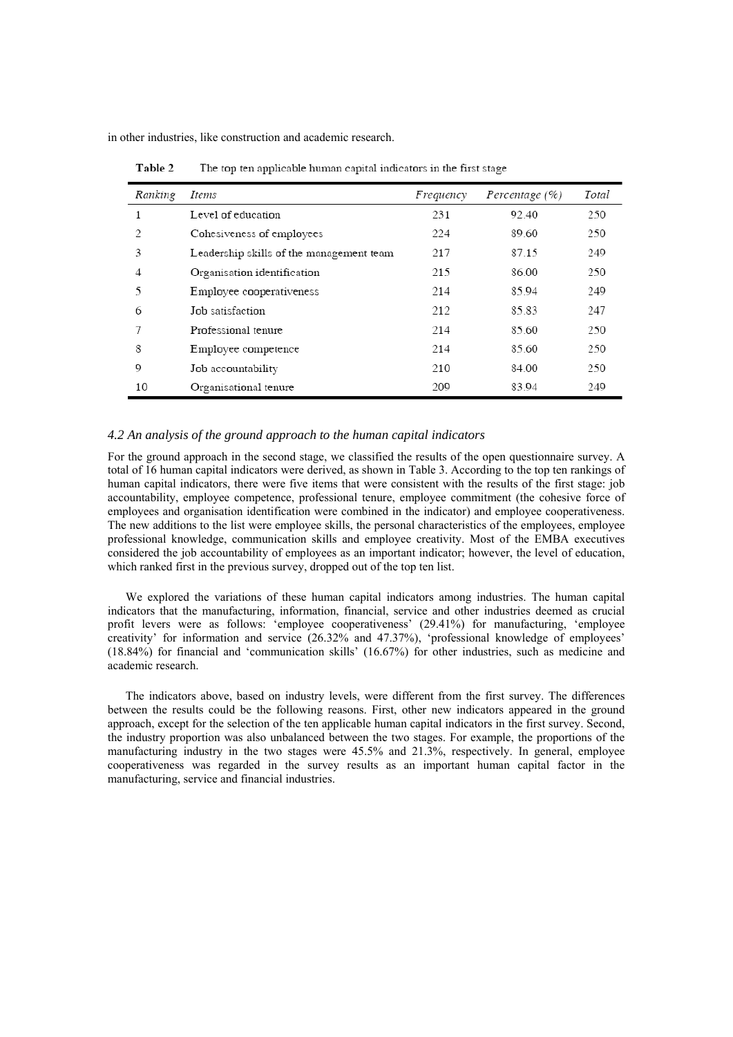in other industries, like construction and academic research.

**Table 2** The top ten applicable human capital indicators in the first stage

| *Ranking* | *Items* | *Frequency* | *Percentage (%)* | *Total* |
|---|---|---|---|---|
| 1 | Level of education | 231 | 92.40 | 250 |
| 2 | Cohesiveness of employees | 224 | 89.60 | 250 |
| 3 | Leadership skills of the management team | 217 | 87.15 | 249 |
| 4 | Organisation identification | 215 | 86.00 | 250 |
| 5 | Employee cooperativeness | 214 | 85.94 | 249 |
| 6 | Job satisfaction | 212 | 85.83 | 247 |
| 7 | Professional tenure | 214 | 85.60 | 250 |
| 8 | Employee competence | 214 | 85.60 | 250 |
| 9 | Job accountability | 210 | 84.00 | 250 |
| 10 | Organisational tenure | 209 | 83.94 | 249 |

### *4.2 An analysis of the ground approach to the human capital indicators*

For the ground approach in the second stage, we classified the results of the open questionnaire survey. A total of 16 human capital indicators were derived, as shown in Table 3. According to the top ten rankings of human capital indicators, there were five items that were consistent with the results of the first stage: job accountability, employee competence, professional tenure, employee commitment (the cohesive force of employees and organisation identification were combined in the indicator) and employee cooperativeness. The new additions to the list were employee skills, the personal characteristics of the employees, employee professional knowledge, communication skills and employee creativity. Most of the EMBA executives considered the job accountability of employees as an important indicator; however, the level of education, which ranked first in the previous survey, dropped out of the top ten list.

We explored the variations of these human capital indicators among industries. The human capital indicators that the manufacturing, information, financial, service and other industries deemed as crucial profit levers were as follows: 'employee cooperativeness' (29.41%) for manufacturing, 'employee creativity' for information and service (26.32% and 47.37%), 'professional knowledge of employees' (18.84%) for financial and 'communication skills' (16.67%) for other industries, such as medicine and academic research.

The indicators above, based on industry levels, were different from the first survey. The differences between the results could be the following reasons. First, other new indicators appeared in the ground approach, except for the selection of the ten applicable human capital indicators in the first survey. Second, the industry proportion was also unbalanced between the two stages. For example, the proportions of the manufacturing industry in the two stages were 45.5% and 21.3%, respectively. In general, employee cooperativeness was regarded in the survey results as an important human capital factor in the manufacturing, service and financial industries.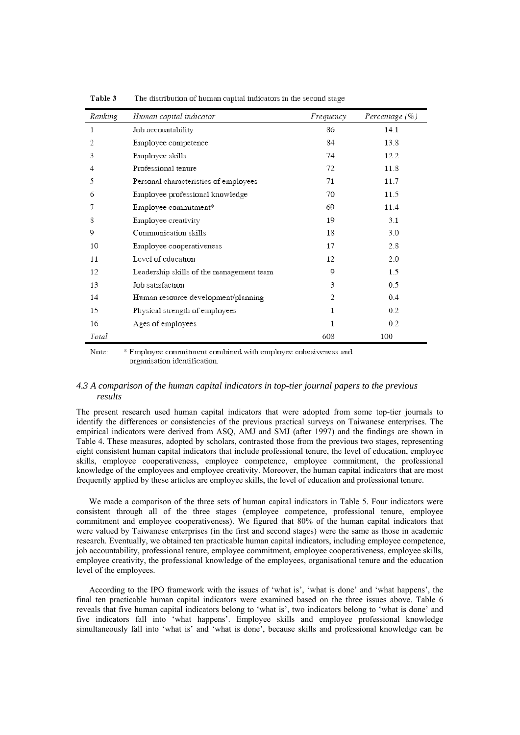**Table 3** The distribution of human capital indicators in the second stage

| *Ranking* | *Human capital indicator* | *Frequency* | *Percentage (%)* |
|---|---|---|---|
| 1 | Job accountability | 86 | 14.1 |
| 2 | Employee competence | 84 | 13.8 |
| 3 | Employee skills | 74 | 12.2 |
| 4 | Professional tenure | 72 | 11.8 |
| 5 | Personal characteristics of employees | 71 | 11.7 |
| 6 | Employee professional knowledge | 70 | 11.5 |
| 7 | Employee commitment* | 69 | 11.4 |
| 8 | Employee creativity | 19 | 3.1 |
| 9 | Communication skills | 18 | 3.0 |
| 10 | Employee cooperativeness | 17 | 2.8 |
| 11 | Level of education | 12 | 2.0 |
| 12 | Leadership skills of the management team | 9 | 1.5 |
| 13 | Job satisfaction | 3 | 0.5 |
| 14 | Human resource development/planning | 2 | 0.4 |
| 15 | Physical strength of employees | 1 | 0.2 |
| 16 | Ages of employees | 1 | 0.2 |
| *Total* | | 608 | 100 |

Note: * Employee commitment combined with employee cohesiveness and organisation identification.

### *4.3 A comparison of the human capital indicators in top-tier journal papers to the previous results*

The present research used human capital indicators that were adopted from some top-tier journals to identify the differences or consistencies of the previous practical surveys on Taiwanese enterprises. The empirical indicators were derived from ASQ, AMJ and SMJ (after 1997) and the findings are shown in Table 4. These measures, adopted by scholars, contrasted those from the previous two stages, representing eight consistent human capital indicators that include professional tenure, the level of education, employee skills, employee cooperativeness, employee competence, employee commitment, the professional knowledge of the employees and employee creativity. Moreover, the human capital indicators that are most frequently applied by these articles are employee skills, the level of education and professional tenure.

We made a comparison of the three sets of human capital indicators in Table 5. Four indicators were consistent through all of the three stages (employee competence, professional tenure, employee commitment and employee cooperativeness). We figured that 80% of the human capital indicators that were valued by Taiwanese enterprises (in the first and second stages) were the same as those in academic research. Eventually, we obtained ten practicable human capital indicators, including employee competence, job accountability, professional tenure, employee commitment, employee cooperativeness, employee skills, employee creativity, the professional knowledge of the employees, organisational tenure and the education level of the employees.

According to the IPO framework with the issues of 'what is', 'what is done' and 'what happens', the final ten practicable human capital indicators were examined based on the three issues above. Table 6 reveals that five human capital indicators belong to 'what is', two indicators belong to 'what is done' and five indicators fall into 'what happens'. Employee skills and employee professional knowledge simultaneously fall into 'what is' and 'what is done', because skills and professional knowledge can be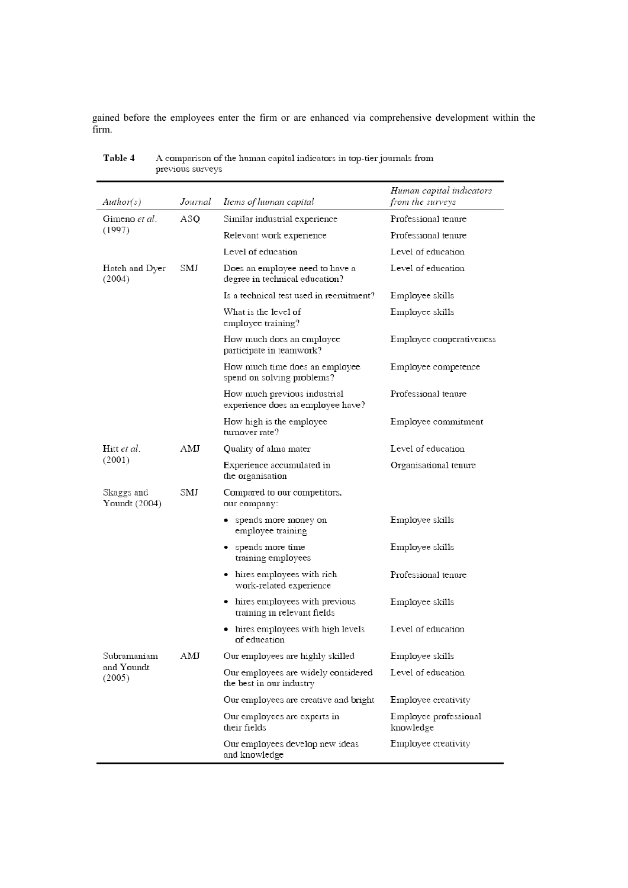gained before the employees enter the firm or are enhanced via comprehensive development within the firm.

**Table 4** A comparison of the human capital indicators in top-tier journals from previous surveys

| *Author(s)* | *Journal* | *Items of human capital* | *Human capital indicators from the surveys* |
|---|---|---|---|
| Gimeno *et al.* (1997) | ASQ | Similar industrial experience | Professional tenure |
| | | Relevant work experience | Professional tenure |
| | | Level of education | Level of education |
| Hatch and Dyer (2004) | SMJ | Does an employee need to have a degree in technical education? | Level of education |
| | | Is a technical test used in recruitment? | Employee skills |
| | | What is the level of employee training? | Employee skills |
| | | How much does an employee participate in teamwork? | Employee cooperativeness |
| | | How much time does an employee spend on solving problems? | Employee competence |
| | | How much previous industrial experience does an employee have? | Professional tenure |
| | | How high is the employee turnover rate? | Employee commitment |
| Hitt *et al.* (2001) | AMJ | Quality of alma mater | Level of education |
| | | Experience accumulated in the organisation | Organisational tenure |
| Skaggs and Youndt (2004) | SMJ | Compared to our competitors, our company: | |
| | | • spends more money on employee training | Employee skills |
| | | • spends more time training employees | Employee skills |
| | | • hires employees with rich work-related experience | Professional tenure |
| | | • hires employees with previous training in relevant fields | Employee skills |
| | | • hires employees with high levels of education | Level of education |
| Subramaniam and Youndt (2005) | AMJ | Our employees are highly skilled | Employee skills |
| | | Our employees are widely considered the best in our industry | Level of education |
| | | Our employees are creative and bright | Employee creativity |
| | | Our employees are experts in their fields | Employee professional knowledge |
| | | Our employees develop new ideas and knowledge | Employee creativity |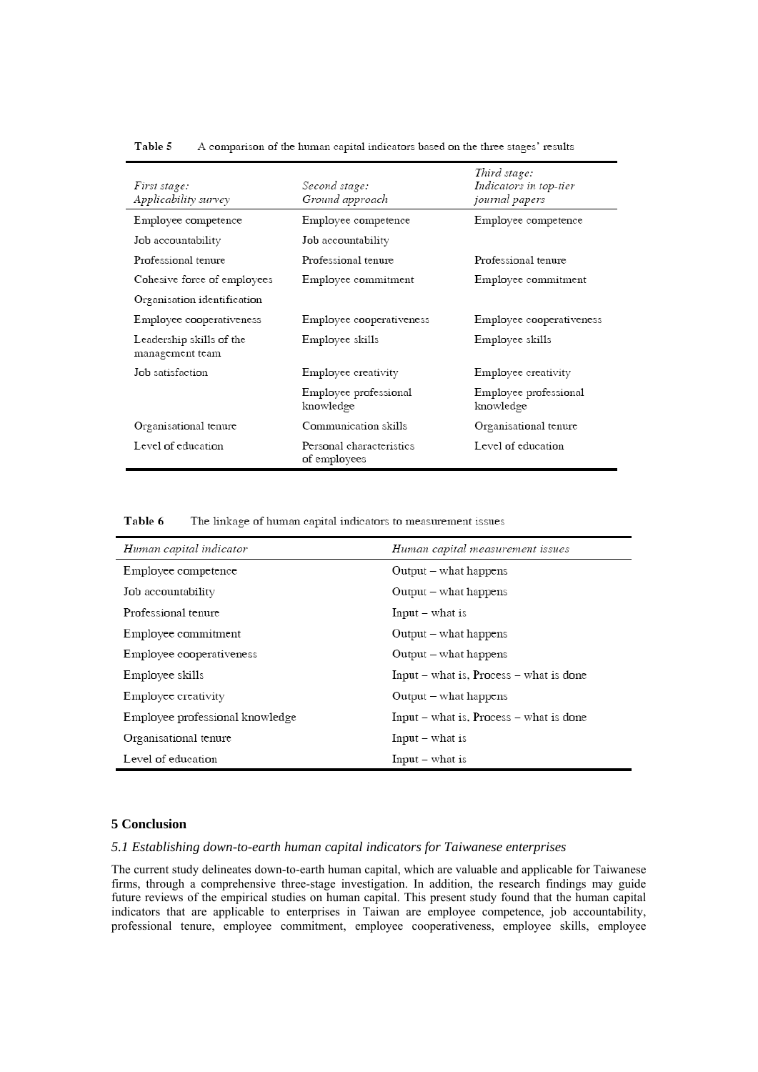**Table 5** A comparison of the human capital indicators based on the three stages' results

| *First stage: Applicability survey* | *Second stage: Ground approach* | *Third stage: Indicators in top-tier journal papers* |
|---|---|---|
| Employee competence | Employee competence | Employee competence |
| Job accountability | Job accountability | |
| Professional tenure | Professional tenure | Professional tenure |
| Cohesive force of employees | Employee commitment | Employee commitment |
| Organisation identification | | |
| Employee cooperativeness | Employee cooperativeness | Employee cooperativeness |
| Leadership skills of the management team | Employee skills | Employee skills |
| Job satisfaction | Employee creativity | Employee creativity |
| | Employee professional knowledge | Employee professional knowledge |
| Organisational tenure | Communication skills | Organisational tenure |
| Level of education | Personal characteristics of employees | Level of education |

**Table 6** The linkage of human capital indicators to measurement issues

| *Human capital indicator* | *Human capital measurement issues* |
|---|---|
| Employee competence | Output – what happens |
| Job accountability | Output – what happens |
| Professional tenure | Input – what is |
| Employee commitment | Output – what happens |
| Employee cooperativeness | Output – what happens |
| Employee skills | Input – what is, Process – what is done |
| Employee creativity | Output – what happens |
| Employee professional knowledge | Input – what is, Process – what is done |
| Organisational tenure | Input – what is |
| Level of education | Input – what is |

## 5 Conclusion

### *5.1 Establishing down-to-earth human capital indicators for Taiwanese enterprises*

The current study delineates down-to-earth human capital, which are valuable and applicable for Taiwanese firms, through a comprehensive three-stage investigation. In addition, the research findings may guide future reviews of the empirical studies on human capital. This present study found that the human capital indicators that are applicable to enterprises in Taiwan are employee competence, job accountability, professional tenure, employee commitment, employee cooperativeness, employee skills, employee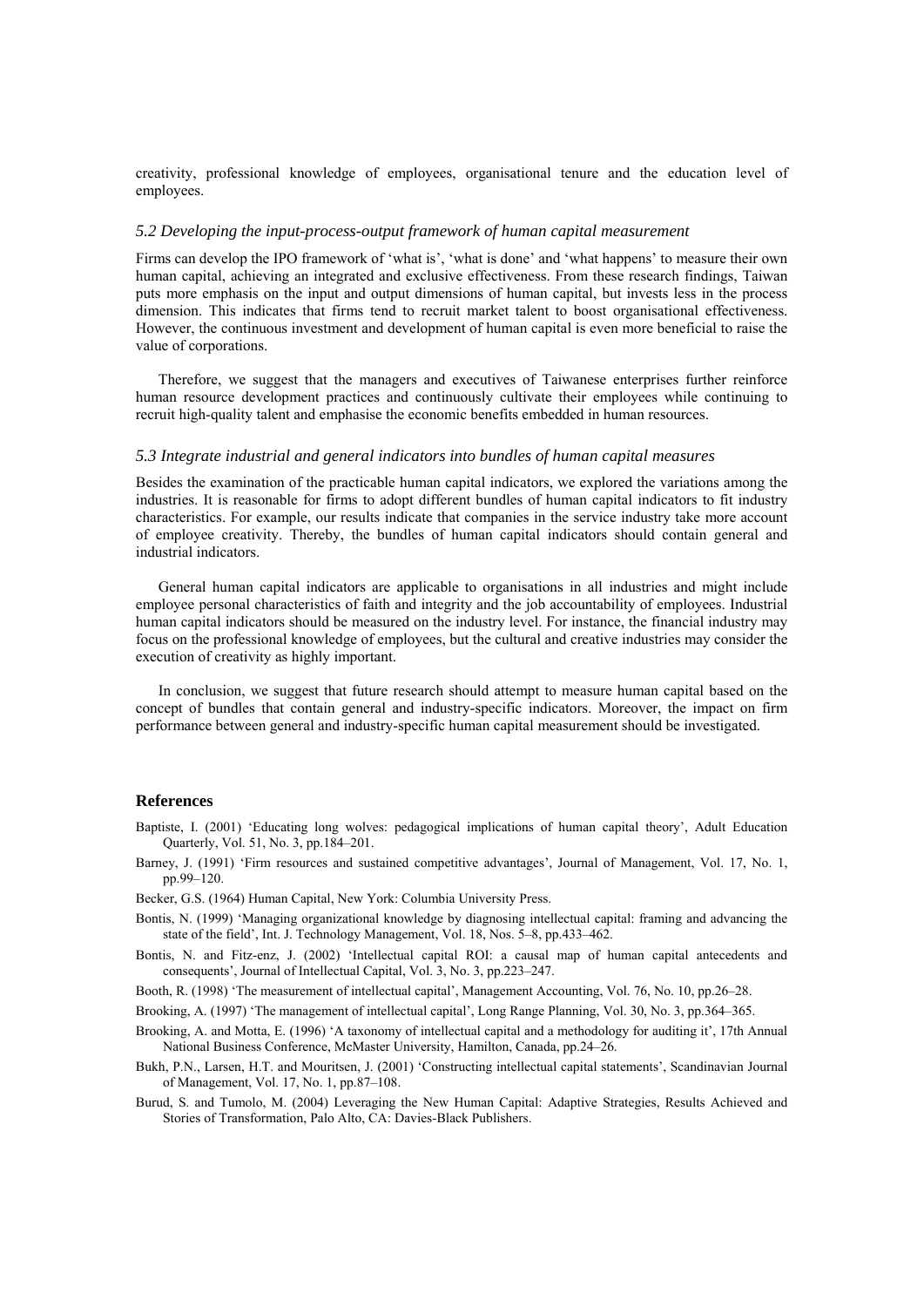creativity, professional knowledge of employees, organisational tenure and the education level of employees.

### *5.2 Developing the input-process-output framework of human capital measurement*

Firms can develop the IPO framework of 'what is', 'what is done' and 'what happens' to measure their own human capital, achieving an integrated and exclusive effectiveness. From these research findings, Taiwan puts more emphasis on the input and output dimensions of human capital, but invests less in the process dimension. This indicates that firms tend to recruit market talent to boost organisational effectiveness. However, the continuous investment and development of human capital is even more beneficial to raise the value of corporations.

Therefore, we suggest that the managers and executives of Taiwanese enterprises further reinforce human resource development practices and continuously cultivate their employees while continuing to recruit high-quality talent and emphasise the economic benefits embedded in human resources.

### *5.3 Integrate industrial and general indicators into bundles of human capital measures*

Besides the examination of the practicable human capital indicators, we explored the variations among the industries. It is reasonable for firms to adopt different bundles of human capital indicators to fit industry characteristics. For example, our results indicate that companies in the service industry take more account of employee creativity. Thereby, the bundles of human capital indicators should contain general and industrial indicators.

General human capital indicators are applicable to organisations in all industries and might include employee personal characteristics of faith and integrity and the job accountability of employees. Industrial human capital indicators should be measured on the industry level. For instance, the financial industry may focus on the professional knowledge of employees, but the cultural and creative industries may consider the execution of creativity as highly important.

In conclusion, we suggest that future research should attempt to measure human capital based on the concept of bundles that contain general and industry-specific indicators. Moreover, the impact on firm performance between general and industry-specific human capital measurement should be investigated.

## References

Baptiste, I. (2001) 'Educating long wolves: pedagogical implications of human capital theory', Adult Education Quarterly, Vol. 51, No. 3, pp.184–201.

Barney, J. (1991) 'Firm resources and sustained competitive advantages', Journal of Management, Vol. 17, No. 1, pp.99–120.

Becker, G.S. (1964) Human Capital, New York: Columbia University Press.

Bontis, N. (1999) 'Managing organizational knowledge by diagnosing intellectual capital: framing and advancing the state of the field', Int. J. Technology Management, Vol. 18, Nos. 5–8, pp.433–462.

Bontis, N. and Fitz-enz, J. (2002) 'Intellectual capital ROI: a causal map of human capital antecedents and consequents', Journal of Intellectual Capital, Vol. 3, No. 3, pp.223–247.

Booth, R. (1998) 'The measurement of intellectual capital', Management Accounting, Vol. 76, No. 10, pp.26–28.

Brooking, A. (1997) 'The management of intellectual capital', Long Range Planning, Vol. 30, No. 3, pp.364–365.

Brooking, A. and Motta, E. (1996) 'A taxonomy of intellectual capital and a methodology for auditing it', 17th Annual National Business Conference, McMaster University, Hamilton, Canada, pp.24–26.

Bukh, P.N., Larsen, H.T. and Mouritsen, J. (2001) 'Constructing intellectual capital statements', Scandinavian Journal of Management, Vol. 17, No. 1, pp.87–108.

Burud, S. and Tumolo, M. (2004) Leveraging the New Human Capital: Adaptive Strategies, Results Achieved and Stories of Transformation, Palo Alto, CA: Davies-Black Publishers.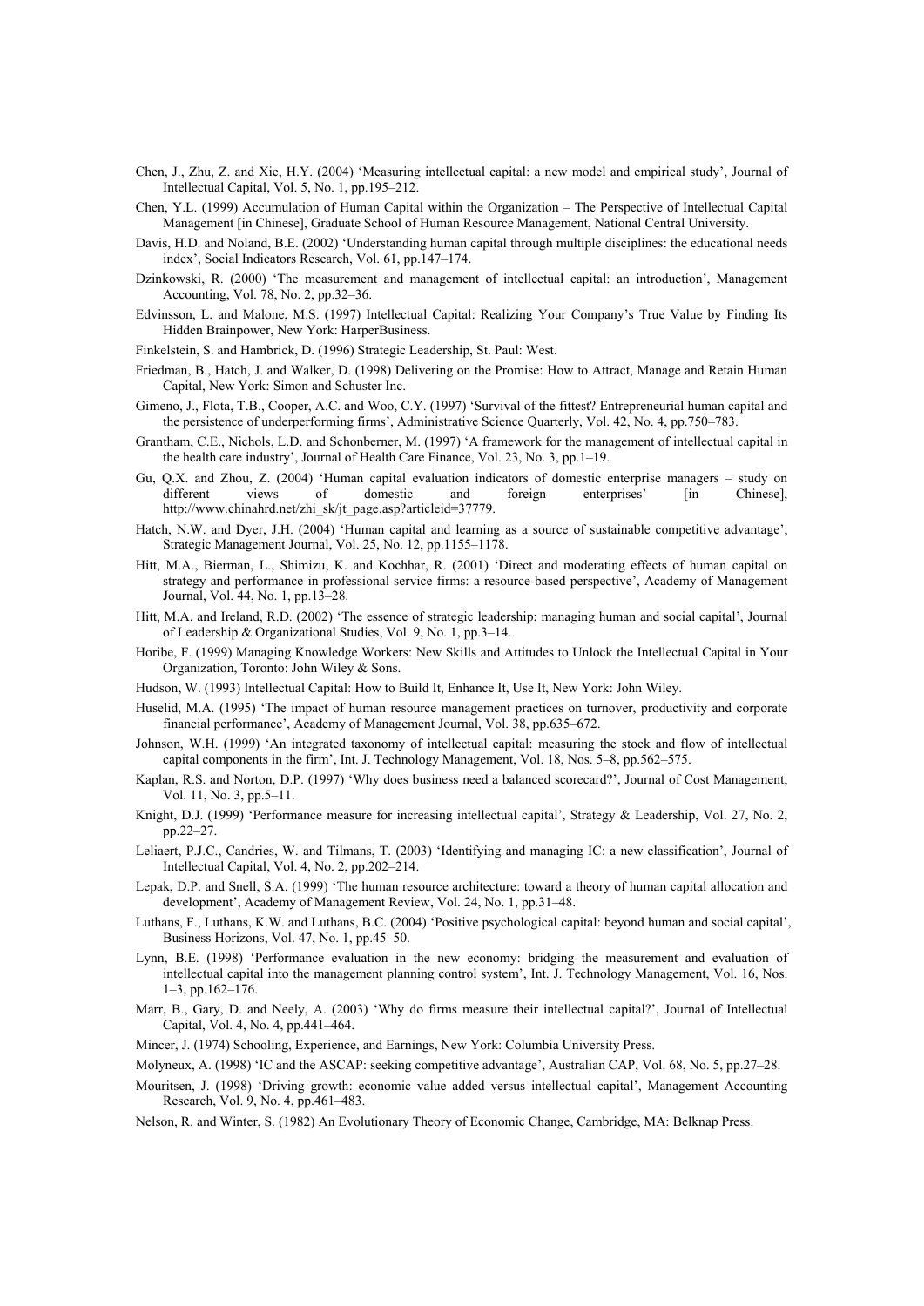Chen, J., Zhu, Z. and Xie, H.Y. (2004) 'Measuring intellectual capital: a new model and empirical study', Journal of Intellectual Capital, Vol. 5, No. 1, pp.195–212.

Chen, Y.L. (1999) Accumulation of Human Capital within the Organization – The Perspective of Intellectual Capital Management [in Chinese], Graduate School of Human Resource Management, National Central University.

Davis, H.D. and Noland, B.E. (2002) 'Understanding human capital through multiple disciplines: the educational needs index', Social Indicators Research, Vol. 61, pp.147–174.

Dzinkowski, R. (2000) 'The measurement and management of intellectual capital: an introduction', Management Accounting, Vol. 78, No. 2, pp.32–36.

Edvinsson, L. and Malone, M.S. (1997) Intellectual Capital: Realizing Your Company's True Value by Finding Its Hidden Brainpower, New York: HarperBusiness.

Finkelstein, S. and Hambrick, D. (1996) Strategic Leadership, St. Paul: West.

Friedman, B., Hatch, J. and Walker, D. (1998) Delivering on the Promise: How to Attract, Manage and Retain Human Capital, New York: Simon and Schuster Inc.

Gimeno, J., Flota, T.B., Cooper, A.C. and Woo, C.Y. (1997) 'Survival of the fittest? Entrepreneurial human capital and the persistence of underperforming firms', Administrative Science Quarterly, Vol. 42, No. 4, pp.750–783.

Grantham, C.E., Nichols, L.D. and Schonberner, M. (1997) 'A framework for the management of intellectual capital in the health care industry', Journal of Health Care Finance, Vol. 23, No. 3, pp.1–19.

Gu, Q.X. and Zhou, Z. (2004) 'Human capital evaluation indicators of domestic enterprise managers – study on different views of domestic and foreign enterprises' [in Chinese], http://www.chinahrd.net/zhi_sk/jt_page.asp?articleid=37779.

Hatch, N.W. and Dyer, J.H. (2004) 'Human capital and learning as a source of sustainable competitive advantage', Strategic Management Journal, Vol. 25, No. 12, pp.1155–1178.

Hitt, M.A., Bierman, L., Shimizu, K. and Kochhar, R. (2001) 'Direct and moderating effects of human capital on strategy and performance in professional service firms: a resource-based perspective', Academy of Management Journal, Vol. 44, No. 1, pp.13–28.

Hitt, M.A. and Ireland, R.D. (2002) 'The essence of strategic leadership: managing human and social capital', Journal of Leadership & Organizational Studies, Vol. 9, No. 1, pp.3–14.

Horibe, F. (1999) Managing Knowledge Workers: New Skills and Attitudes to Unlock the Intellectual Capital in Your Organization, Toronto: John Wiley & Sons.

Hudson, W. (1993) Intellectual Capital: How to Build It, Enhance It, Use It, New York: John Wiley.

Huselid, M.A. (1995) 'The impact of human resource management practices on turnover, productivity and corporate financial performance', Academy of Management Journal, Vol. 38, pp.635–672.

Johnson, W.H. (1999) 'An integrated taxonomy of intellectual capital: measuring the stock and flow of intellectual capital components in the firm', Int. J. Technology Management, Vol. 18, Nos. 5–8, pp.562–575.

Kaplan, R.S. and Norton, D.P. (1997) 'Why does business need a balanced scorecard?', Journal of Cost Management, Vol. 11, No. 3, pp.5–11.

Knight, D.J. (1999) 'Performance measure for increasing intellectual capital', Strategy & Leadership, Vol. 27, No. 2, pp.22–27.

Leliaert, P.J.C., Candries, W. and Tilmans, T. (2003) 'Identifying and managing IC: a new classification', Journal of Intellectual Capital, Vol. 4, No. 2, pp.202–214.

Lepak, D.P. and Snell, S.A. (1999) 'The human resource architecture: toward a theory of human capital allocation and development', Academy of Management Review, Vol. 24, No. 1, pp.31–48.

Luthans, F., Luthans, K.W. and Luthans, B.C. (2004) 'Positive psychological capital: beyond human and social capital', Business Horizons, Vol. 47, No. 1, pp.45–50.

Lynn, B.E. (1998) 'Performance evaluation in the new economy: bridging the measurement and evaluation of intellectual capital into the management planning control system', Int. J. Technology Management, Vol. 16, Nos. 1–3, pp.162–176.

Marr, B., Gary, D. and Neely, A. (2003) 'Why do firms measure their intellectual capital?', Journal of Intellectual Capital, Vol. 4, No. 4, pp.441–464.

Mincer, J. (1974) Schooling, Experience, and Earnings, New York: Columbia University Press.

Molyneux, A. (1998) 'IC and the ASCAP: seeking competitive advantage', Australian CAP, Vol. 68, No. 5, pp.27–28.

Mouritsen, J. (1998) 'Driving growth: economic value added versus intellectual capital', Management Accounting Research, Vol. 9, No. 4, pp.461–483.

Nelson, R. and Winter, S. (1982) An Evolutionary Theory of Economic Change, Cambridge, MA: Belknap Press.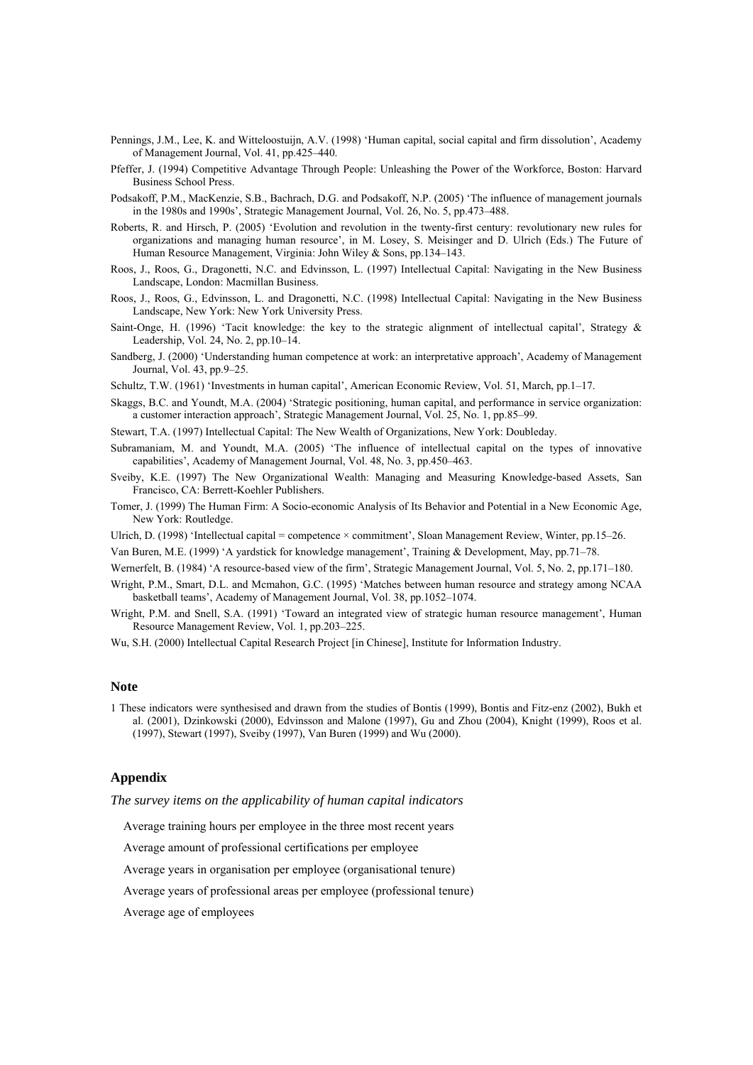Pennings, J.M., Lee, K. and Witteloostuijn, A.V. (1998) 'Human capital, social capital and firm dissolution', Academy of Management Journal, Vol. 41, pp.425–440.

Pfeffer, J. (1994) Competitive Advantage Through People: Unleashing the Power of the Workforce, Boston: Harvard Business School Press.

Podsakoff, P.M., MacKenzie, S.B., Bachrach, D.G. and Podsakoff, N.P. (2005) 'The influence of management journals in the 1980s and 1990s', Strategic Management Journal, Vol. 26, No. 5, pp.473–488.

Roberts, R. and Hirsch, P. (2005) 'Evolution and revolution in the twenty-first century: revolutionary new rules for organizations and managing human resource', in M. Losey, S. Meisinger and D. Ulrich (Eds.) The Future of Human Resource Management, Virginia: John Wiley & Sons, pp.134–143.

Roos, J., Roos, G., Dragonetti, N.C. and Edvinsson, L. (1997) Intellectual Capital: Navigating in the New Business Landscape, London: Macmillan Business.

Roos, J., Roos, G., Edvinsson, L. and Dragonetti, N.C. (1998) Intellectual Capital: Navigating in the New Business Landscape, New York: New York University Press.

Saint-Onge, H. (1996) 'Tacit knowledge: the key to the strategic alignment of intellectual capital', Strategy & Leadership, Vol. 24, No. 2, pp.10–14.

Sandberg, J. (2000) 'Understanding human competence at work: an interpretative approach', Academy of Management Journal, Vol. 43, pp.9–25.

Schultz, T.W. (1961) 'Investments in human capital', American Economic Review, Vol. 51, March, pp.1–17.

Skaggs, B.C. and Youndt, M.A. (2004) 'Strategic positioning, human capital, and performance in service organization: a customer interaction approach', Strategic Management Journal, Vol. 25, No. 1, pp.85–99.

Stewart, T.A. (1997) Intellectual Capital: The New Wealth of Organizations, New York: Doubleday.

Subramaniam, M. and Youndt, M.A. (2005) 'The influence of intellectual capital on the types of innovative capabilities', Academy of Management Journal, Vol. 48, No. 3, pp.450–463.

Sveiby, K.E. (1997) The New Organizational Wealth: Managing and Measuring Knowledge-based Assets, San Francisco, CA: Berrett-Koehler Publishers.

Tomer, J. (1999) The Human Firm: A Socio-economic Analysis of Its Behavior and Potential in a New Economic Age, New York: Routledge.

Ulrich, D. (1998) 'Intellectual capital = competence × commitment', Sloan Management Review, Winter, pp.15–26.

Van Buren, M.E. (1999) 'A yardstick for knowledge management', Training & Development, May, pp.71–78.

Wernerfelt, B. (1984) 'A resource-based view of the firm', Strategic Management Journal, Vol. 5, No. 2, pp.171–180.

Wright, P.M., Smart, D.L. and Mcmahon, G.C. (1995) 'Matches between human resource and strategy among NCAA basketball teams', Academy of Management Journal, Vol. 38, pp.1052–1074.

Wright, P.M. and Snell, S.A. (1991) 'Toward an integrated view of strategic human resource management', Human Resource Management Review, Vol. 1, pp.203–225.

Wu, S.H. (2000) Intellectual Capital Research Project [in Chinese], Institute for Information Industry.

## Note

1 These indicators were synthesised and drawn from the studies of Bontis (1999), Bontis and Fitz-enz (2002), Bukh et al. (2001), Dzinkowski (2000), Edvinsson and Malone (1997), Gu and Zhou (2004), Knight (1999), Roos et al. (1997), Stewart (1997), Sveiby (1997), Van Buren (1999) and Wu (2000).

## Appendix

*The survey items on the applicability of human capital indicators*

Average training hours per employee in the three most recent years

Average amount of professional certifications per employee

Average years in organisation per employee (organisational tenure)

Average years of professional areas per employee (professional tenure)

Average age of employees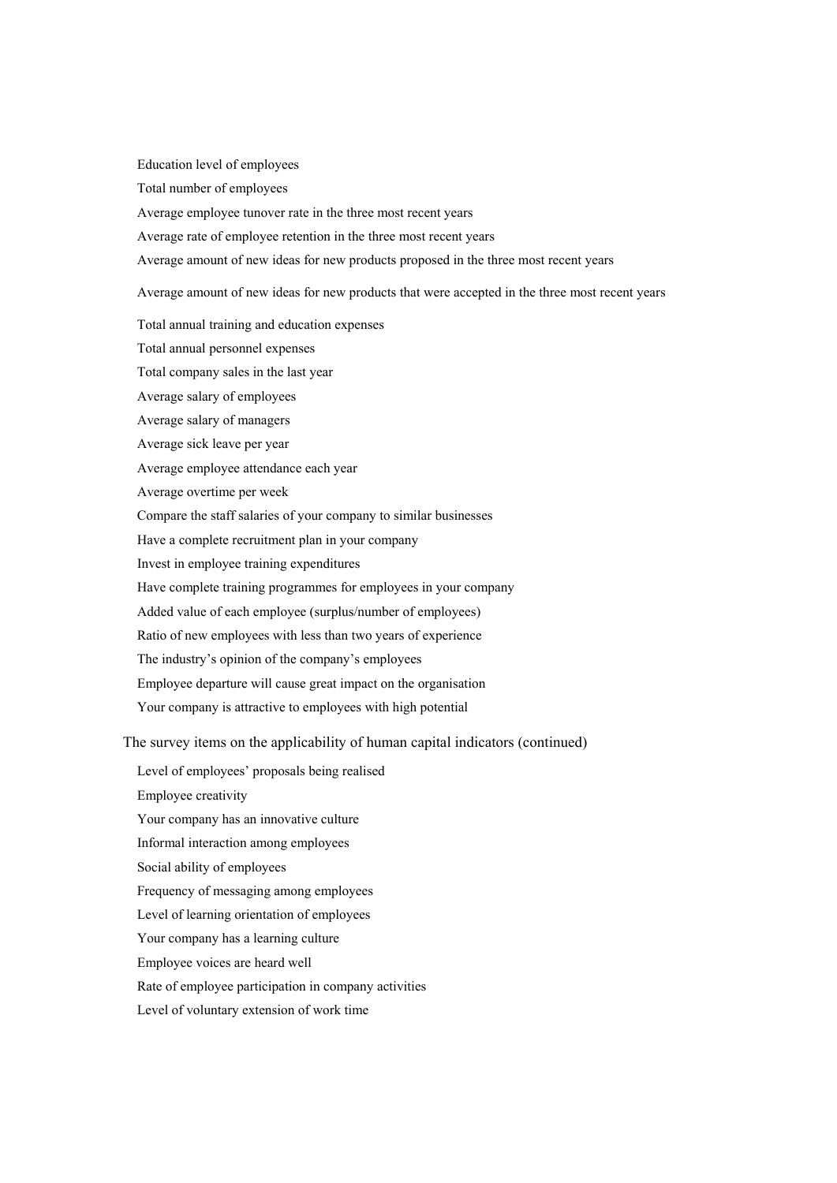Education level of employees

Total number of employees

Average employee tunover rate in the three most recent years

Average rate of employee retention in the three most recent years

Average amount of new ideas for new products proposed in the three most recent years

Average amount of new ideas for new products that were accepted in the three most recent years

Total annual training and education expenses

Total annual personnel expenses

Total company sales in the last year

Average salary of employees

Average salary of managers

Average sick leave per year

Average employee attendance each year

Average overtime per week

Compare the staff salaries of your company to similar businesses

Have a complete recruitment plan in your company

Invest in employee training expenditures

Have complete training programmes for employees in your company

Added value of each employee (surplus/number of employees)

Ratio of new employees with less than two years of experience

The industry's opinion of the company's employees

Employee departure will cause great impact on the organisation

Your company is attractive to employees with high potential

The survey items on the applicability of human capital indicators (continued)

Level of employees' proposals being realised

Employee creativity

Your company has an innovative culture

Informal interaction among employees

Social ability of employees

Frequency of messaging among employees

Level of learning orientation of employees

Your company has a learning culture

Employee voices are heard well

Rate of employee participation in company activities

Level of voluntary extension of work time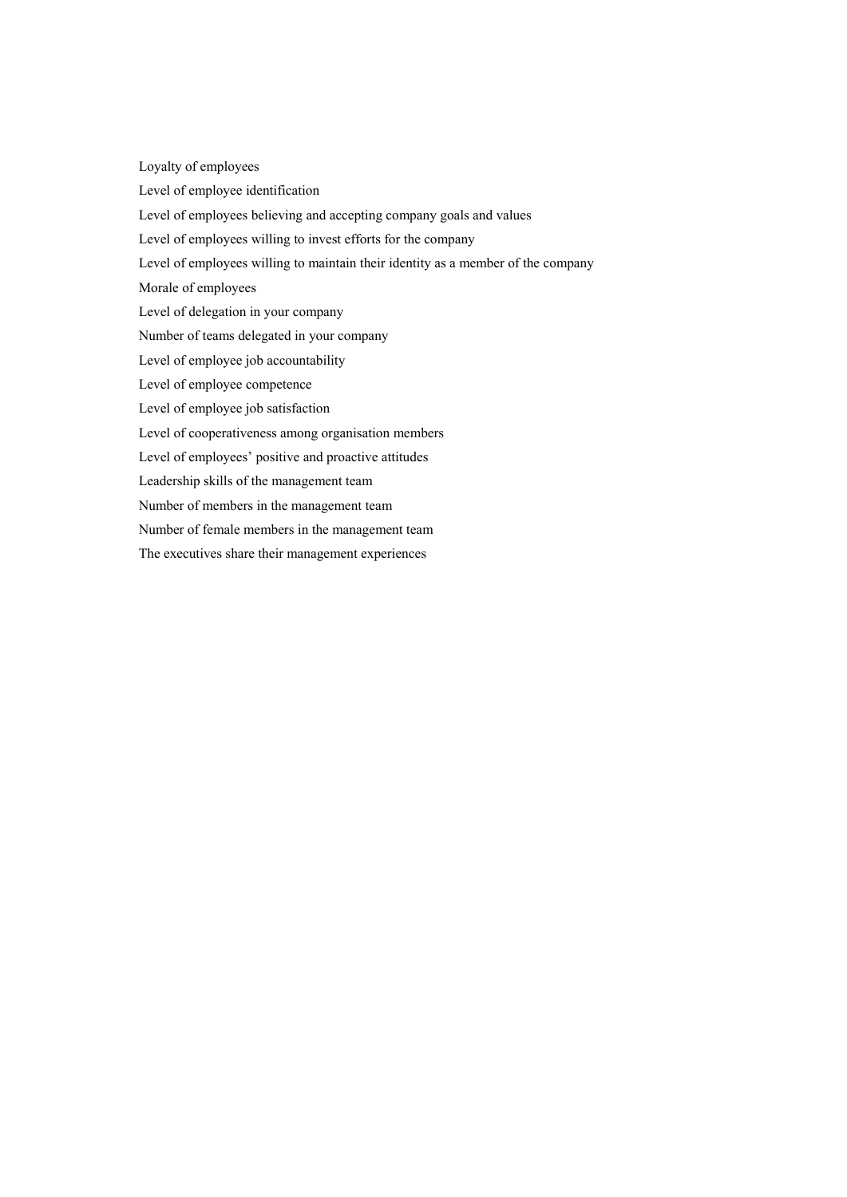Loyalty of employees

Level of employee identification

Level of employees believing and accepting company goals and values

Level of employees willing to invest efforts for the company

Level of employees willing to maintain their identity as a member of the company

Morale of employees

Level of delegation in your company

Number of teams delegated in your company

Level of employee job accountability

Level of employee competence

Level of employee job satisfaction

Level of cooperativeness among organisation members

Level of employees' positive and proactive attitudes

Leadership skills of the management team

Number of members in the management team

Number of female members in the management team

The executives share their management experiences